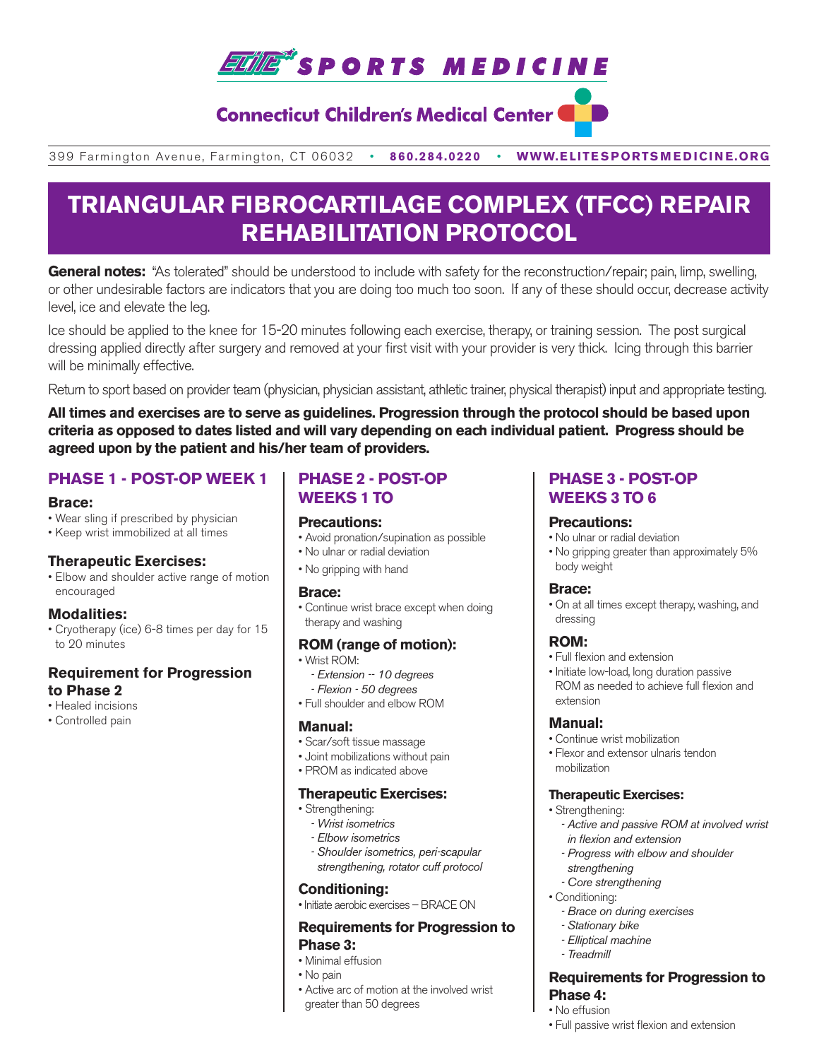ELITE SPORTS MEDICINE

Connecticut Children's Medical Center

399 Farmington Avenue, Farmington, CT 06032 • **860.284.0220** • **WWW.ELITESPORTSMEDICINE.ORG**

# TRIANGULAR FIBROCARTILAGE COMPLEX (TFCC) REPAIR REHABILITATION PROTOCOL

**General notes:** "As tolerated" should be understood to include with safety for the reconstruction/repair; pain, limp, swelling, or other undesirable factors are indicators that you are doing too much too soon. If any of these should occur, decrease activity level, ice and elevate the leg.

Ice should be applied to the knee for 15-20 minutes following each exercise, therapy, or training session. The post surgical dressing applied directly after surgery and removed at your first visit with your provider is very thick. Icing through this barrier will be minimally effective.

Return to sport based on provider team (physician, physician assistant, athletic trainer, physical therapist) input and appropriate testing.

**All times and exercises are to serve as guidelines. Progression through the protocol should be based upon criteria as opposed to dates listed and will vary depending on each individual patient. Progress should be agreed upon by the patient and his/her team of providers.**

## PHASE 1 - POST-OP WEEK 1

### Brace:
- Wear sling if prescribed by physician
- Keep wrist immobilized at all times

### Therapeutic Exercises:
- Elbow and shoulder active range of motion encouraged

### Modalities:
- Cryotherapy (ice) 6-8 times per day for 15 to 20 minutes

### Requirement for Progression to Phase 2
- Healed incisions
- Controlled pain

## PHASE 2 - POST-OP WEEKS 1 TO

### Precautions:
- Avoid pronation/supination as possible
- No ulnar or radial deviation
- No gripping with hand

### Brace:
- Continue wrist brace except when doing therapy and washing

### ROM (range of motion):
- Wrist ROM:
  - *Extension -- 10 degrees*
  - *Flexion - 50 degrees*
- Full shoulder and elbow ROM

### Manual:
- Scar/soft tissue massage
- Joint mobilizations without pain
- PROM as indicated above

### Therapeutic Exercises:
- Strengthening:
  - *Wrist isometrics*
  - *Elbow isometrics*
  - *Shoulder isometrics, peri-scapular strengthening, rotator cuff protocol*

### Conditioning:
- Initiate aerobic exercises – BRACE ON

### Requirements for Progression to Phase 3:
- Minimal effusion
- No pain
- Active arc of motion at the involved wrist greater than 50 degrees

## PHASE 3 - POST-OP WEEKS 3 TO 6

### Precautions:
- No ulnar or radial deviation
- No gripping greater than approximately 5% body weight

### Brace:
- On at all times except therapy, washing, and dressing

### ROM:
- Full flexion and extension
- Initiate low-load, long duration passive ROM as needed to achieve full flexion and extension

### Manual:
- Continue wrist mobilization
- Flexor and extensor ulnaris tendon mobilization

### Therapeutic Exercises:
- Strengthening:
  - *Active and passive ROM at involved wrist in flexion and extension*
  - *Progress with elbow and shoulder strengthening*
  - *Core strengthening*
- Conditioning:
  - *Brace on during exercises*
  - *Stationary bike*
  - *Elliptical machine*
  - *Treadmill*

### Requirements for Progression to Phase 4:
- No effusion
- Full passive wrist flexion and extension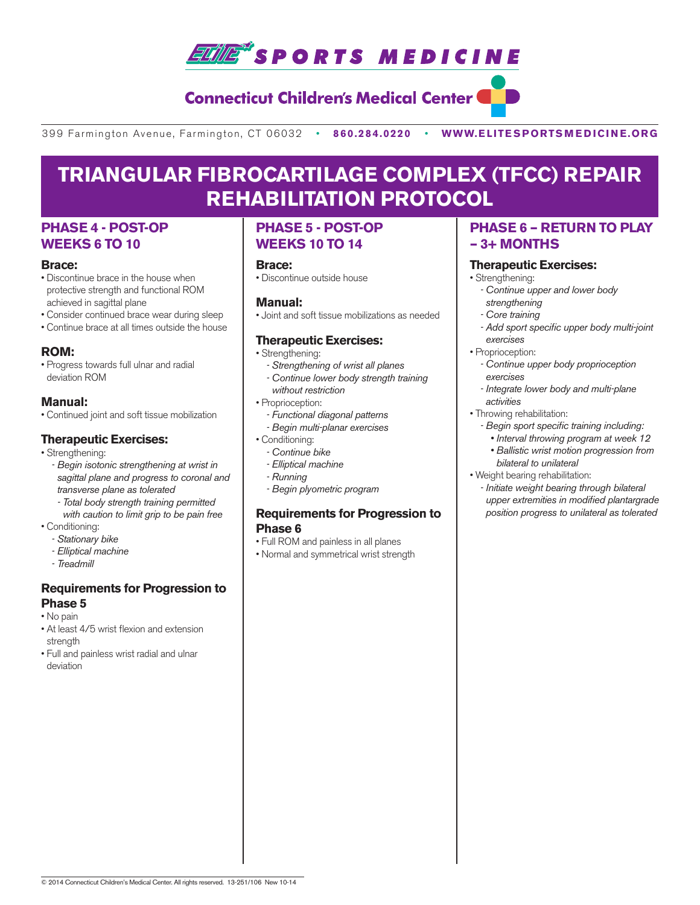# TRIANGULAR FIBROCARTILAGE COMPLEX (TFCC) REPAIR REHABILITATION PROTOCOL

## PHASE 4 - POST-OP WEEKS 6 TO 10

### Brace:

- Discontinue brace in the house when protective strength and functional ROM achieved in sagittal plane
- Consider continued brace wear during sleep
- Continue brace at all times outside the house

### ROM:

- Progress towards full ulnar and radial deviation ROM

### Manual:

- Continued joint and soft tissue mobilization

### Therapeutic Exercises:

- Strengthening:
  - *Begin isotonic strengthening at wrist in sagittal plane and progress to coronal and transverse plane as tolerated*
  - *Total body strength training permitted with caution to limit grip to be pain free*
- Conditioning:
  - *Stationary bike*
  - *Elliptical machine*
  - *Treadmill*

### Requirements for Progression to Phase 5

- No pain
- At least 4/5 wrist flexion and extension strength
- Full and painless wrist radial and ulnar deviation

## PHASE 5 - POST-OP WEEKS 10 TO 14

### Brace:

- Discontinue outside house

### Manual:

- Joint and soft tissue mobilizations as needed

### Therapeutic Exercises:

- Strengthening:
  - *Strengthening of wrist all planes*
  - *Continue lower body strength training without restriction*
- Proprioception:
  - *Functional diagonal patterns*
  - *Begin multi-planar exercises*
- Conditioning:
  - *Continue bike*
  - *Elliptical machine*
  - *Running*
  - *Begin plyometric program*

### Requirements for Progression to Phase 6

- Full ROM and painless in all planes
- Normal and symmetrical wrist strength

## PHASE 6 – RETURN TO PLAY – 3+ MONTHS

### Therapeutic Exercises:

- Strengthening:
  - *Continue upper and lower body strengthening*
  - *Core training*
  - *Add sport specific upper body multi-joint exercises*
- Proprioception:
  - *Continue upper body proprioception exercises*
  - *Integrate lower body and multi-plane activities*
- Throwing rehabilitation:
  - *Begin sport specific training including:*
    - *Interval throwing program at week 12*
    - *Ballistic wrist motion progression from bilateral to unilateral*
- Weight bearing rehabilitation:
  - *Initiate weight bearing through bilateral upper extremities in modified plantargrade position progress to unilateral as tolerated*

© 2014 Connecticut Children's Medical Center. All rights reserved. 13-251/106 New 10-14